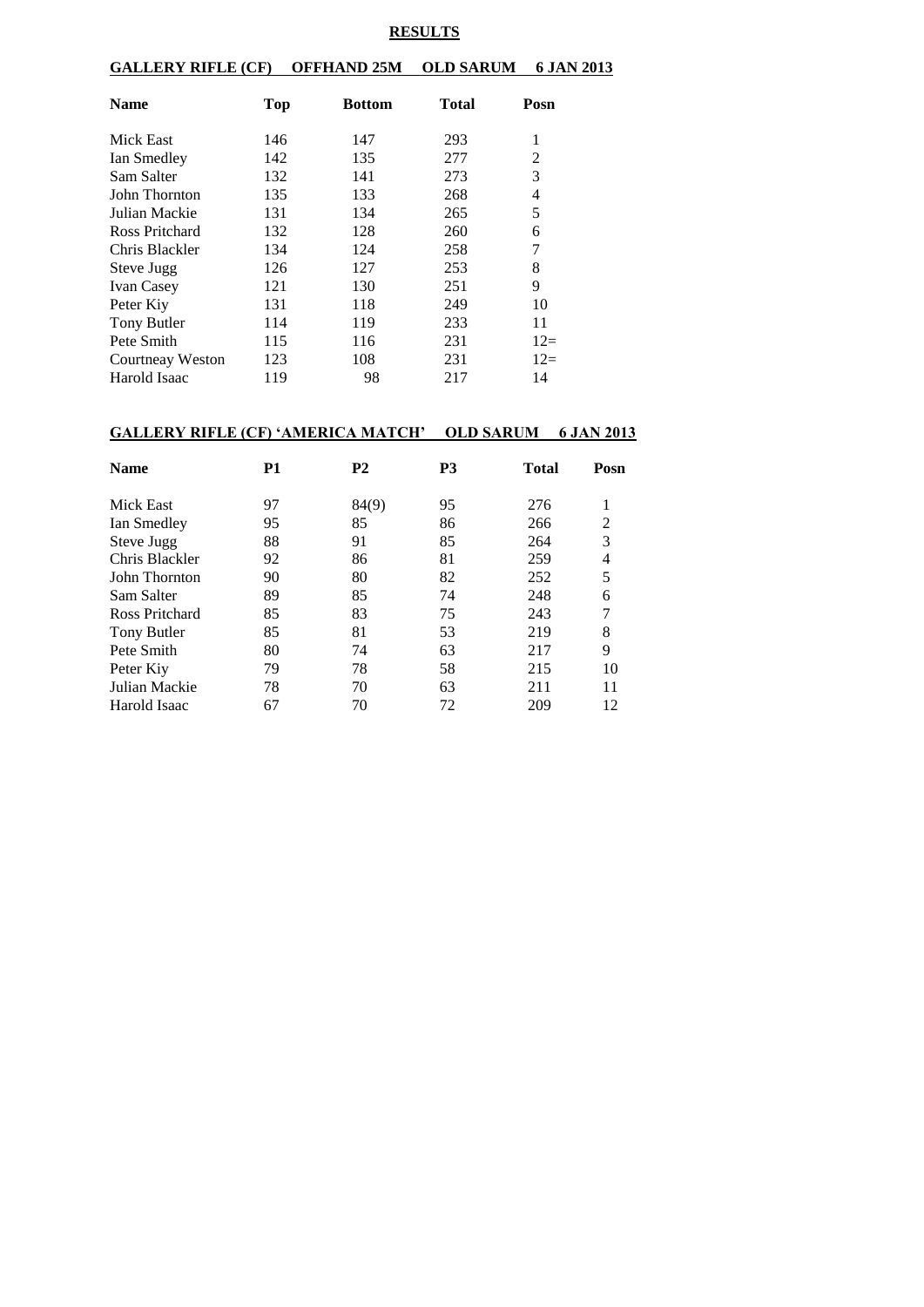# RESULTS

## GALLERY RIFLE (CF) OFFHAND 25M OLD SARUM 6 JAN 2013

| Name | Top | Bottom | Total | Posn |
|---|---|---|---|---|
| Mick East | 146 | 147 | 293 | 1 |
| Ian Smedley | 142 | 135 | 277 | 2 |
| Sam Salter | 132 | 141 | 273 | 3 |
| John Thornton | 135 | 133 | 268 | 4 |
| Julian Mackie | 131 | 134 | 265 | 5 |
| Ross Pritchard | 132 | 128 | 260 | 6 |
| Chris Blackler | 134 | 124 | 258 | 7 |
| Steve Jugg | 126 | 127 | 253 | 8 |
| Ivan Casey | 121 | 130 | 251 | 9 |
| Peter Kiy | 131 | 118 | 249 | 10 |
| Tony Butler | 114 | 119 | 233 | 11 |
| Pete Smith | 115 | 116 | 231 | 12= |
| Courtneay Weston | 123 | 108 | 231 | 12= |
| Harold Isaac | 119 | 98 | 217 | 14 |

## GALLERY RIFLE (CF) 'AMERICA MATCH' OLD SARUM 6 JAN 2013

| Name | P1 | P2 | P3 | Total | Posn |
|---|---|---|---|---|---|
| Mick East | 97 | 84(9) | 95 | 276 | 1 |
| Ian Smedley | 95 | 85 | 86 | 266 | 2 |
| Steve Jugg | 88 | 91 | 85 | 264 | 3 |
| Chris Blackler | 92 | 86 | 81 | 259 | 4 |
| John Thornton | 90 | 80 | 82 | 252 | 5 |
| Sam Salter | 89 | 85 | 74 | 248 | 6 |
| Ross Pritchard | 85 | 83 | 75 | 243 | 7 |
| Tony Butler | 85 | 81 | 53 | 219 | 8 |
| Pete Smith | 80 | 74 | 63 | 217 | 9 |
| Peter Kiy | 79 | 78 | 58 | 215 | 10 |
| Julian Mackie | 78 | 70 | 63 | 211 | 11 |
| Harold Isaac | 67 | 70 | 72 | 209 | 12 |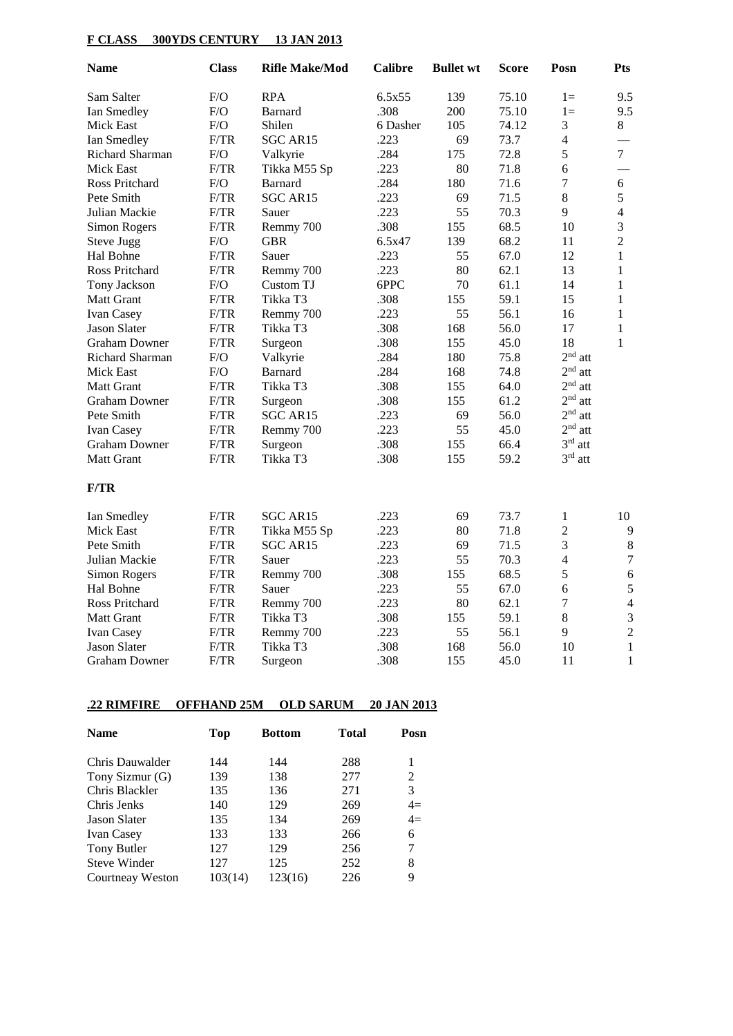**F CLASS 300YDS CENTURY 13 JAN 2013**

| Name | Class | Rifle Make/Mod | Calibre | Bullet wt | Score | Posn | Pts |
|---|---|---|---|---|---|---|---|
| Sam Salter | F/O | RPA | 6.5x55 | 139 | 75.10 | 1= | 9.5 |
| Ian Smedley | F/O | Barnard | .308 | 200 | 75.10 | 1= | 9.5 |
| Mick East | F/O | Shilen | 6 Dasher | 105 | 74.12 | 3 | 8 |
| Ian Smedley | F/TR | SGC AR15 | .223 | 69 | 73.7 | 4 | — |
| Richard Sharman | F/O | Valkyrie | .284 | 175 | 72.8 | 5 | 7 |
| Mick East | F/TR | Tikka M55 Sp | .223 | 80 | 71.8 | 6 | — |
| Ross Pritchard | F/O | Barnard | .284 | 180 | 71.6 | 7 | 6 |
| Pete Smith | F/TR | SGC AR15 | .223 | 69 | 71.5 | 8 | 5 |
| Julian Mackie | F/TR | Sauer | .223 | 55 | 70.3 | 9 | 4 |
| Simon Rogers | F/TR | Remmy 700 | .308 | 155 | 68.5 | 10 | 3 |
| Steve Jugg | F/O | GBR | 6.5x47 | 139 | 68.2 | 11 | 2 |
| Hal Bohne | F/TR | Sauer | .223 | 55 | 67.0 | 12 | 1 |
| Ross Pritchard | F/TR | Remmy 700 | .223 | 80 | 62.1 | 13 | 1 |
| Tony Jackson | F/O | Custom TJ | 6PPC | 70 | 61.1 | 14 | 1 |
| Matt Grant | F/TR | Tikka T3 | .308 | 155 | 59.1 | 15 | 1 |
| Ivan Casey | F/TR | Remmy 700 | .223 | 55 | 56.1 | 16 | 1 |
| Jason Slater | F/TR | Tikka T3 | .308 | 168 | 56.0 | 17 | 1 |
| Graham Downer | F/TR | Surgeon | .308 | 155 | 45.0 | 18 | 1 |
| Richard Sharman | F/O | Valkyrie | .284 | 180 | 75.8 | 2nd att | |
| Mick East | F/O | Barnard | .284 | 168 | 74.8 | 2nd att | |
| Matt Grant | F/TR | Tikka T3 | .308 | 155 | 64.0 | 2nd att | |
| Graham Downer | F/TR | Surgeon | .308 | 155 | 61.2 | 2nd att | |
| Pete Smith | F/TR | SGC AR15 | .223 | 69 | 56.0 | 2nd att | |
| Ivan Casey | F/TR | Remmy 700 | .223 | 55 | 45.0 | 2nd att | |
| Graham Downer | F/TR | Surgeon | .308 | 155 | 66.4 | 3rd att | |
| Matt Grant | F/TR | Tikka T3 | .308 | 155 | 59.2 | 3rd att | |

**F/TR**

| Name | Class | Rifle Make/Mod | Calibre | Bullet wt | Score | Posn | Pts |
|---|---|---|---|---|---|---|---|
| Ian Smedley | F/TR | SGC AR15 | .223 | 69 | 73.7 | 1 | 10 |
| Mick East | F/TR | Tikka M55 Sp | .223 | 80 | 71.8 | 2 | 9 |
| Pete Smith | F/TR | SGC AR15 | .223 | 69 | 71.5 | 3 | 8 |
| Julian Mackie | F/TR | Sauer | .223 | 55 | 70.3 | 4 | 7 |
| Simon Rogers | F/TR | Remmy 700 | .308 | 155 | 68.5 | 5 | 6 |
| Hal Bohne | F/TR | Sauer | .223 | 55 | 67.0 | 6 | 5 |
| Ross Pritchard | F/TR | Remmy 700 | .223 | 80 | 62.1 | 7 | 4 |
| Matt Grant | F/TR | Tikka T3 | .308 | 155 | 59.1 | 8 | 3 |
| Ivan Casey | F/TR | Remmy 700 | .223 | 55 | 56.1 | 9 | 2 |
| Jason Slater | F/TR | Tikka T3 | .308 | 168 | 56.0 | 10 | 1 |
| Graham Downer | F/TR | Surgeon | .308 | 155 | 45.0 | 11 | 1 |

**.22 RIMFIRE OFFHAND 25M OLD SARUM 20 JAN 2013**

| Name | Top | Bottom | Total | Posn |
|---|---|---|---|---|
| Chris Dauwalder | 144 | 144 | 288 | 1 |
| Tony Sizmur (G) | 139 | 138 | 277 | 2 |
| Chris Blackler | 135 | 136 | 271 | 3 |
| Chris Jenks | 140 | 129 | 269 | 4= |
| Jason Slater | 135 | 134 | 269 | 4= |
| Ivan Casey | 133 | 133 | 266 | 6 |
| Tony Butler | 127 | 129 | 256 | 7 |
| Steve Winder | 127 | 125 | 252 | 8 |
| Courtneay Weston | 103(14) | 123(16) | 226 | 9 |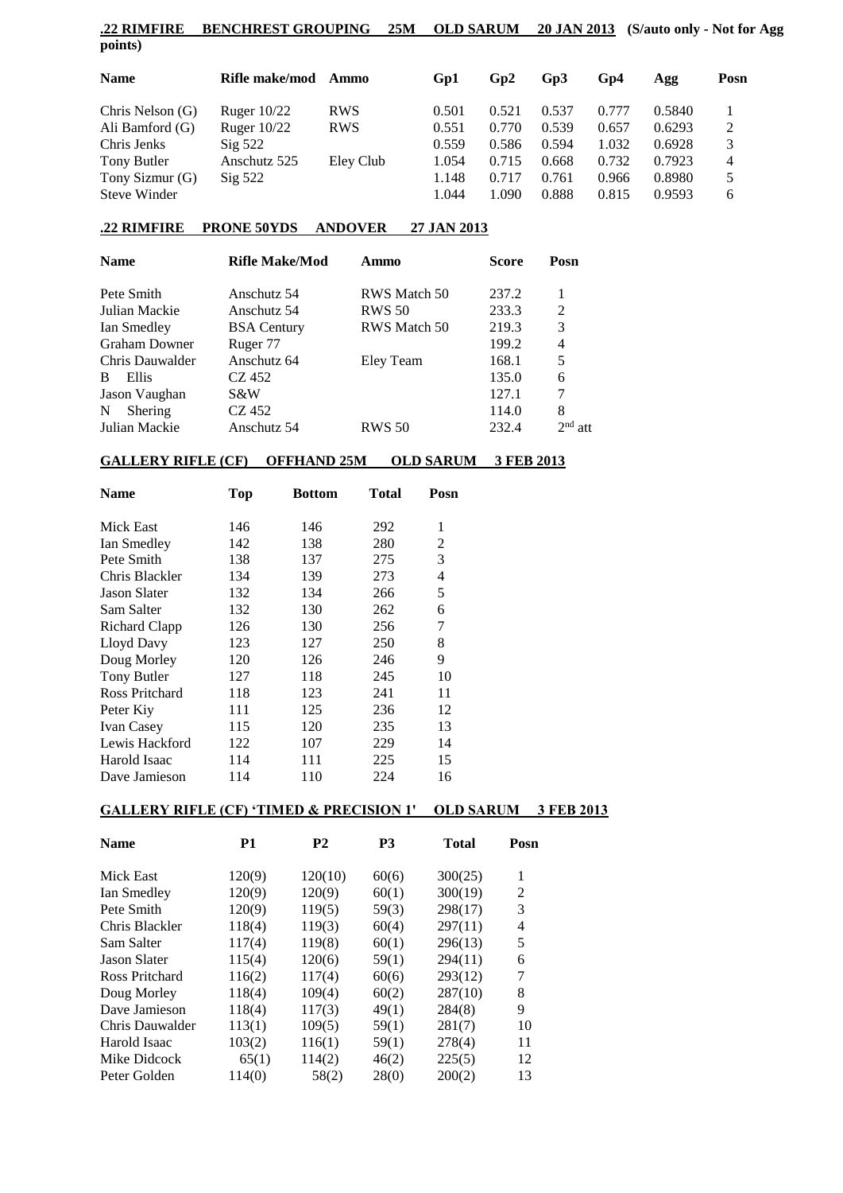**.22 RIMFIRE BENCHREST GROUPING 25M OLD SARUM 20 JAN 2013 (S/auto only - Not for Agg points)**

| Name | Rifle make/mod | Ammo | Gp1 | Gp2 | Gp3 | Gp4 | Agg | Posn |
|---|---|---|---|---|---|---|---|---|
| Chris Nelson (G) | Ruger 10/22 | RWS | 0.501 | 0.521 | 0.537 | 0.777 | 0.5840 | 1 |
| Ali Bamford (G) | Ruger 10/22 | RWS | 0.551 | 0.770 | 0.539 | 0.657 | 0.6293 | 2 |
| Chris Jenks | Sig 522 | | 0.559 | 0.586 | 0.594 | 1.032 | 0.6928 | 3 |
| Tony Butler | Anschutz 525 | Eley Club | 1.054 | 0.715 | 0.668 | 0.732 | 0.7923 | 4 |
| Tony Sizmur (G) | Sig 522 | | 1.148 | 0.717 | 0.761 | 0.966 | 0.8980 | 5 |
| Steve Winder | | | 1.044 | 1.090 | 0.888 | 0.815 | 0.9593 | 6 |

**.22 RIMFIRE PRONE 50YDS ANDOVER 27 JAN 2013**

| Name | Rifle Make/Mod | Ammo | Score | Posn |
|---|---|---|---|---|
| Pete Smith | Anschutz 54 | RWS Match 50 | 237.2 | 1 |
| Julian Mackie | Anschutz 54 | RWS 50 | 233.3 | 2 |
| Ian Smedley | BSA Century | RWS Match 50 | 219.3 | 3 |
| Graham Downer | Ruger 77 | | 199.2 | 4 |
| Chris Dauwalder | Anschutz 64 | Eley Team | 168.1 | 5 |
| B Ellis | CZ 452 | | 135.0 | 6 |
| Jason Vaughan | S&W | | 127.1 | 7 |
| N Shering | CZ 452 | | 114.0 | 8 |
| Julian Mackie | Anschutz 54 | RWS 50 | 232.4 | 2nd att |

**GALLERY RIFLE (CF) OFFHAND 25M OLD SARUM 3 FEB 2013**

| Name | Top | Bottom | Total | Posn |
|---|---|---|---|---|
| Mick East | 146 | 146 | 292 | 1 |
| Ian Smedley | 142 | 138 | 280 | 2 |
| Pete Smith | 138 | 137 | 275 | 3 |
| Chris Blackler | 134 | 139 | 273 | 4 |
| Jason Slater | 132 | 134 | 266 | 5 |
| Sam Salter | 132 | 130 | 262 | 6 |
| Richard Clapp | 126 | 130 | 256 | 7 |
| Lloyd Davy | 123 | 127 | 250 | 8 |
| Doug Morley | 120 | 126 | 246 | 9 |
| Tony Butler | 127 | 118 | 245 | 10 |
| Ross Pritchard | 118 | 123 | 241 | 11 |
| Peter Kiy | 111 | 125 | 236 | 12 |
| Ivan Casey | 115 | 120 | 235 | 13 |
| Lewis Hackford | 122 | 107 | 229 | 14 |
| Harold Isaac | 114 | 111 | 225 | 15 |
| Dave Jamieson | 114 | 110 | 224 | 16 |

**GALLERY RIFLE (CF) 'TIMED & PRECISION 1' OLD SARUM 3 FEB 2013**

| Name | P1 | P2 | P3 | Total | Posn |
|---|---|---|---|---|---|
| Mick East | 120(9) | 120(10) | 60(6) | 300(25) | 1 |
| Ian Smedley | 120(9) | 120(9) | 60(1) | 300(19) | 2 |
| Pete Smith | 120(9) | 119(5) | 59(3) | 298(17) | 3 |
| Chris Blackler | 118(4) | 119(3) | 60(4) | 297(11) | 4 |
| Sam Salter | 117(4) | 119(8) | 60(1) | 296(13) | 5 |
| Jason Slater | 115(4) | 120(6) | 59(1) | 294(11) | 6 |
| Ross Pritchard | 116(2) | 117(4) | 60(6) | 293(12) | 7 |
| Doug Morley | 118(4) | 109(4) | 60(2) | 287(10) | 8 |
| Dave Jamieson | 118(4) | 117(3) | 49(1) | 284(8) | 9 |
| Chris Dauwalder | 113(1) | 109(5) | 59(1) | 281(7) | 10 |
| Harold Isaac | 103(2) | 116(1) | 59(1) | 278(4) | 11 |
| Mike Didcock | 65(1) | 114(2) | 46(2) | 225(5) | 12 |
| Peter Golden | 114(0) | 58(2) | 28(0) | 200(2) | 13 |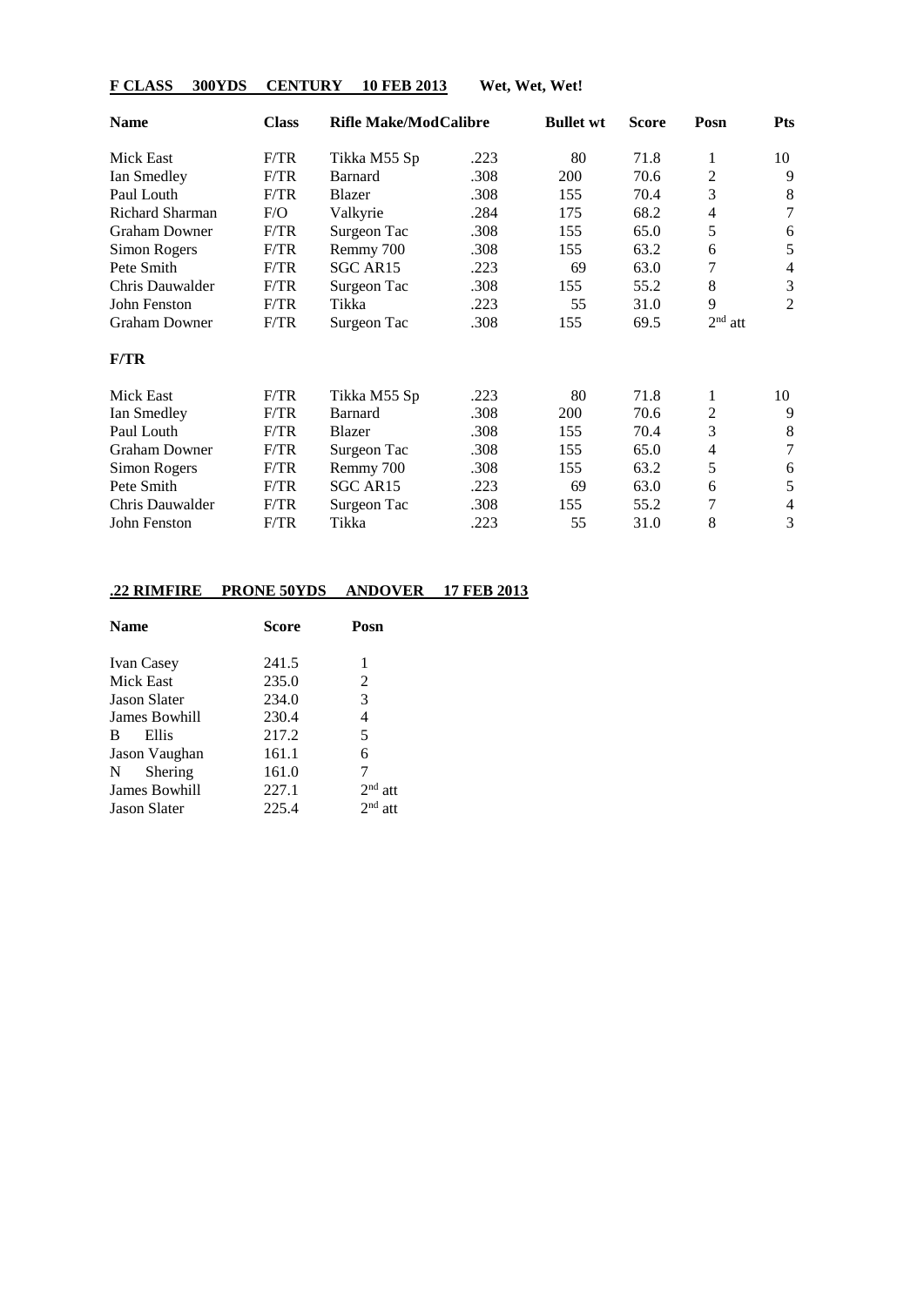**F CLASS 300YDS CENTURY 10 FEB 2013 Wet, Wet, Wet!**

| Name | Class | Rifle Make/Mod | Calibre | Bullet wt | Score | Posn | Pts |
|---|---|---|---|---|---|---|---|
| Mick East | F/TR | Tikka M55 Sp | .223 | 80 | 71.8 | 1 | 10 |
| Ian Smedley | F/TR | Barnard | .308 | 200 | 70.6 | 2 | 9 |
| Paul Louth | F/TR | Blazer | .308 | 155 | 70.4 | 3 | 8 |
| Richard Sharman | F/O | Valkyrie | .284 | 175 | 68.2 | 4 | 7 |
| Graham Downer | F/TR | Surgeon Tac | .308 | 155 | 65.0 | 5 | 6 |
| Simon Rogers | F/TR | Remmy 700 | .308 | 155 | 63.2 | 6 | 5 |
| Pete Smith | F/TR | SGC AR15 | .223 | 69 | 63.0 | 7 | 4 |
| Chris Dauwalder | F/TR | Surgeon Tac | .308 | 155 | 55.2 | 8 | 3 |
| John Fenston | F/TR | Tikka | .223 | 55 | 31.0 | 9 | 2 |
| Graham Downer | F/TR | Surgeon Tac | .308 | 155 | 69.5 | 2nd att | |

**F/TR**

| Name | Class | Rifle Make/Mod | Calibre | Bullet wt | Score | Posn | Pts |
|---|---|---|---|---|---|---|---|
| Mick East | F/TR | Tikka M55 Sp | .223 | 80 | 71.8 | 1 | 10 |
| Ian Smedley | F/TR | Barnard | .308 | 200 | 70.6 | 2 | 9 |
| Paul Louth | F/TR | Blazer | .308 | 155 | 70.4 | 3 | 8 |
| Graham Downer | F/TR | Surgeon Tac | .308 | 155 | 65.0 | 4 | 7 |
| Simon Rogers | F/TR | Remmy 700 | .308 | 155 | 63.2 | 5 | 6 |
| Pete Smith | F/TR | SGC AR15 | .223 | 69 | 63.0 | 6 | 5 |
| Chris Dauwalder | F/TR | Surgeon Tac | .308 | 155 | 55.2 | 7 | 4 |
| John Fenston | F/TR | Tikka | .223 | 55 | 31.0 | 8 | 3 |

**.22 RIMFIRE PRONE 50YDS ANDOVER 17 FEB 2013**

| Name | Score | Posn |
|---|---|---|
| Ivan Casey | 241.5 | 1 |
| Mick East | 235.0 | 2 |
| Jason Slater | 234.0 | 3 |
| James Bowhill | 230.4 | 4 |
| B Ellis | 217.2 | 5 |
| Jason Vaughan | 161.1 | 6 |
| N Shering | 161.0 | 7 |
| James Bowhill | 227.1 | 2nd att |
| Jason Slater | 225.4 | 2nd att |